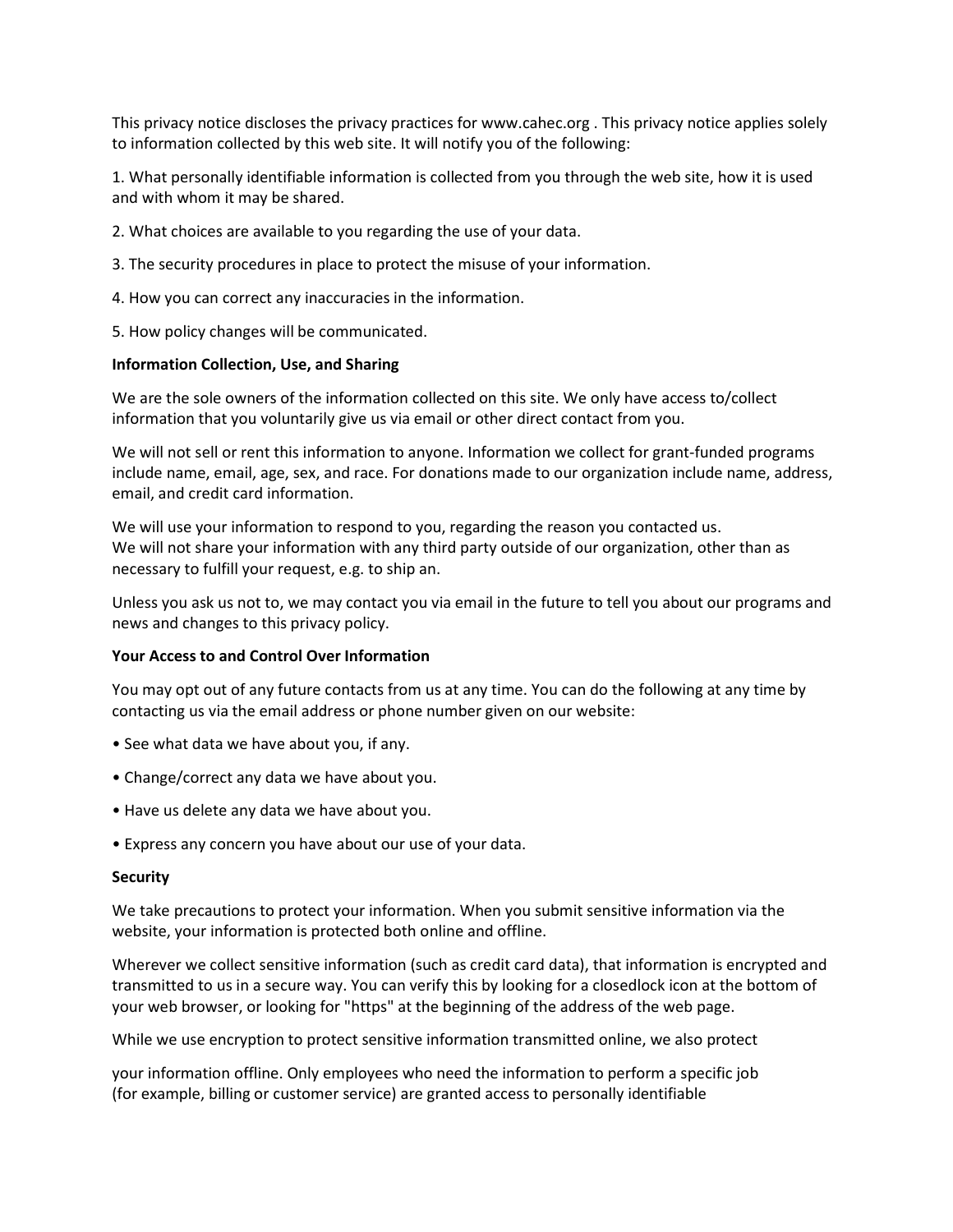This privacy notice discloses the privacy practices for www.cahec.org . This privacy notice applies solely to information collected by this web site. It will notify you of the following:

1. What personally identifiable information is collected from you through the web site, how it is used and with whom it may be shared.

2. What choices are available to you regarding the use of your data.

3. The security procedures in place to protect the misuse of your information.

4. How you can correct any inaccuracies in the information.

5. How policy changes will be communicated.

**Information Collection, Use, and Sharing**

We are the sole owners of the information collected on this site. We only have access to/collect information that you voluntarily give us via email or other direct contact from you.

We will not sell or rent this information to anyone. Information we collect for grant-funded programs include name, email, age, sex, and race. For donations made to our organization include name, address, email, and credit card information.

We will use your information to respond to you, regarding the reason you contacted us.
We will not share your information with any third party outside of our organization, other than as necessary to fulfill your request, e.g. to ship an.

Unless you ask us not to, we may contact you via email in the future to tell you about our programs and news and changes to this privacy policy.

**Your Access to and Control Over Information**

You may opt out of any future contacts from us at any time. You can do the following at any time by contacting us via the email address or phone number given on our website:

- See what data we have about you, if any.
- Change/correct any data we have about you.
- Have us delete any data we have about you.
- Express any concern you have about our use of your data.

**Security**

We take precautions to protect your information. When you submit sensitive information via the website, your information is protected both online and offline.

Wherever we collect sensitive information (such as credit card data), that information is encrypted and transmitted to us in a secure way. You can verify this by looking for a closedlock icon at the bottom of your web browser, or looking for "https" at the beginning of the address of the web page.

While we use encryption to protect sensitive information transmitted online, we also protect

your information offline. Only employees who need the information to perform a specific job (for example, billing or customer service) are granted access to personally identifiable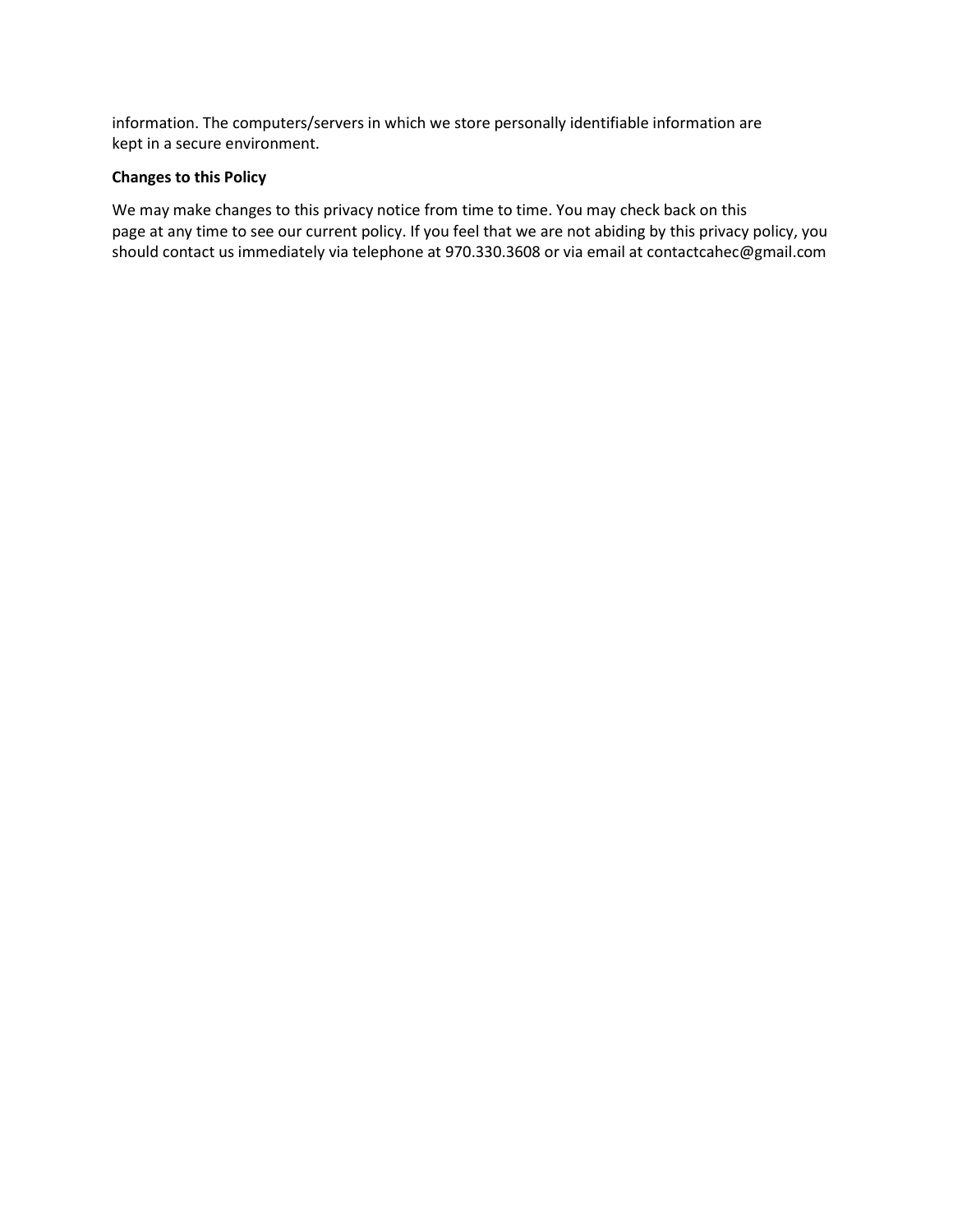information. The computers/servers in which we store personally identifiable information are kept in a secure environment.

**Changes to this Policy**

We may make changes to this privacy notice from time to time. You may check back on this page at any time to see our current policy. If you feel that we are not abiding by this privacy policy, you should contact us immediately via telephone at 970.330.3608 or via email at contactcahec@gmail.com